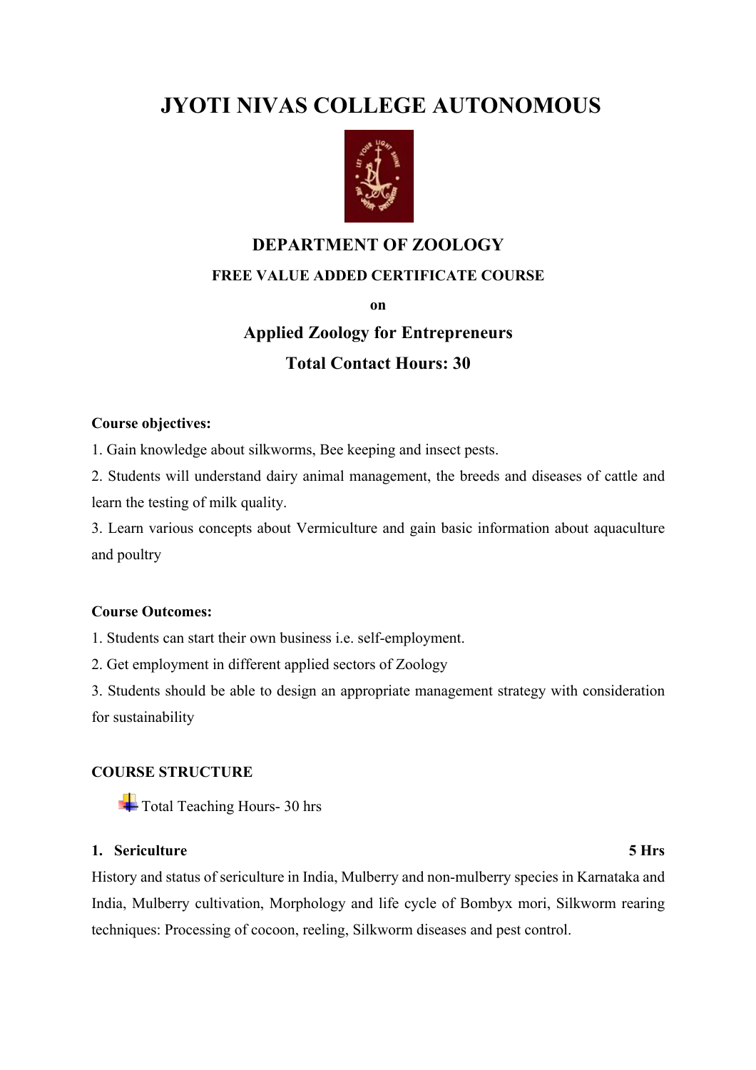# JYOTI NIVAS COLLEGE AUTONOMOUS

## DEPARTMENT OF ZOOLOGY

**FREE VALUE ADDED CERTIFICATE COURSE**

**on**

## Applied Zoology for Entrepreneurs

## Total Contact Hours: 30

**Course objectives:**

1. Gain knowledge about silkworms, Bee keeping and insect pests.
2. Students will understand dairy animal management, the breeds and diseases of cattle and learn the testing of milk quality.
3. Learn various concepts about Vermiculture and gain basic information about aquaculture and poultry

**Course Outcomes:**

1. Students can start their own business i.e. self-employment.
2. Get employment in different applied sectors of Zoology
3. Students should be able to design an appropriate management strategy with consideration for sustainability

**COURSE STRUCTURE**

- Total Teaching Hours- 30 hrs

**1. Sericulture** **5 Hrs**

History and status of sericulture in India, Mulberry and non-mulberry species in Karnataka and India, Mulberry cultivation, Morphology and life cycle of Bombyx mori, Silkworm rearing techniques: Processing of cocoon, reeling, Silkworm diseases and pest control.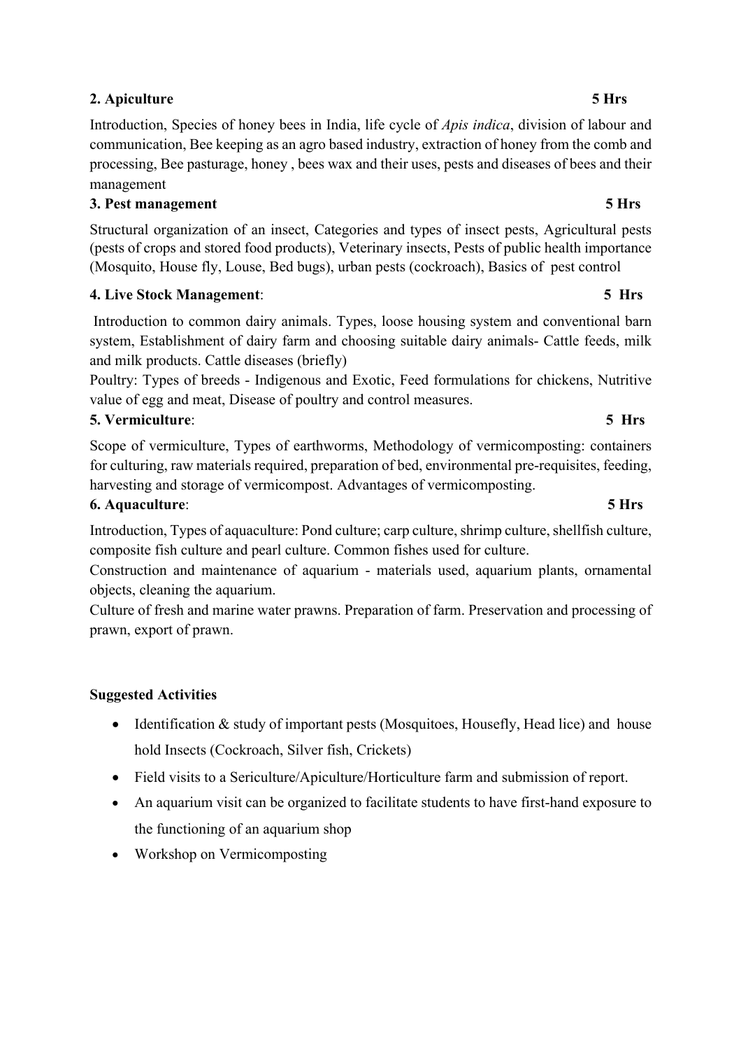**2. Apiculture** **5 Hrs**

Introduction, Species of honey bees in India, life cycle of *Apis indica*, division of labour and communication, Bee keeping as an agro based industry, extraction of honey from the comb and processing, Bee pasturage, honey , bees wax and their uses, pests and diseases of bees and their management

**3. Pest management** **5 Hrs**

Structural organization of an insect, Categories and types of insect pests, Agricultural pests (pests of crops and stored food products), Veterinary insects, Pests of public health importance (Mosquito, House fly, Louse, Bed bugs), urban pests (cockroach), Basics of pest control

**4. Live Stock Management**: **5 Hrs**

Introduction to common dairy animals. Types, loose housing system and conventional barn system, Establishment of dairy farm and choosing suitable dairy animals- Cattle feeds, milk and milk products. Cattle diseases (briefly)

Poultry: Types of breeds - Indigenous and Exotic, Feed formulations for chickens, Nutritive value of egg and meat, Disease of poultry and control measures.

**5. Vermiculture**: **5 Hrs**

Scope of vermiculture, Types of earthworms, Methodology of vermicomposting: containers for culturing, raw materials required, preparation of bed, environmental pre-requisites, feeding, harvesting and storage of vermicompost. Advantages of vermicomposting.

**6. Aquaculture**: **5 Hrs**

Introduction, Types of aquaculture: Pond culture; carp culture, shrimp culture, shellfish culture, composite fish culture and pearl culture. Common fishes used for culture.

Construction and maintenance of aquarium - materials used, aquarium plants, ornamental objects, cleaning the aquarium.

Culture of fresh and marine water prawns. Preparation of farm. Preservation and processing of prawn, export of prawn.

**Suggested Activities**

- Identification & study of important pests (Mosquitoes, Housefly, Head lice) and house hold Insects (Cockroach, Silver fish, Crickets)
- Field visits to a Sericulture/Apiculture/Horticulture farm and submission of report.
- An aquarium visit can be organized to facilitate students to have first-hand exposure to the functioning of an aquarium shop
- Workshop on Vermicomposting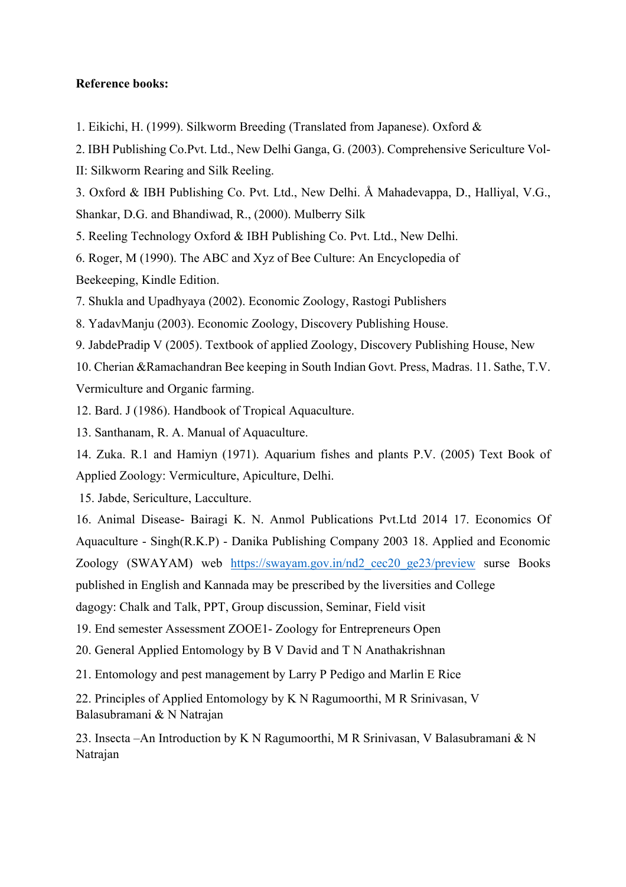**Reference books:**

1. Eikichi, H. (1999). Silkworm Breeding (Translated from Japanese). Oxford &
2. IBH Publishing Co.Pvt. Ltd., New Delhi Ganga, G. (2003). Comprehensive Sericulture Vol-II: Silkworm Rearing and Silk Reeling.
3. Oxford & IBH Publishing Co. Pvt. Ltd., New Delhi. Å Mahadevappa, D., Halliyal, V.G., Shankar, D.G. and Bhandiwad, R., (2000). Mulberry Silk
5. Reeling Technology Oxford & IBH Publishing Co. Pvt. Ltd., New Delhi.
6. Roger, M (1990). The ABC and Xyz of Bee Culture: An Encyclopedia of Beekeeping, Kindle Edition.
7. Shukla and Upadhyaya (2002). Economic Zoology, Rastogi Publishers
8. YadavManju (2003). Economic Zoology, Discovery Publishing House.
9. JabdePradip V (2005). Textbook of applied Zoology, Discovery Publishing House, New
10. Cherian &Ramachandran Bee keeping in South Indian Govt. Press, Madras. 11. Sathe, T.V. Vermiculture and Organic farming.
12. Bard. J (1986). Handbook of Tropical Aquaculture.
13. Santhanam, R. A. Manual of Aquaculture.
14. Zuka. R.1 and Hamiyn (1971). Aquarium fishes and plants P.V. (2005) Text Book of Applied Zoology: Vermiculture, Apiculture, Delhi.
15. Jabde, Sericulture, Lacculture.
16. Animal Disease- Bairagi K. N. Anmol Publications Pvt.Ltd 2014 17. Economics Of Aquaculture - Singh(R.K.P) - Danika Publishing Company 2003 18. Applied and Economic Zoology (SWAYAM) web https://swayam.gov.in/nd2_cec20_ge23/preview surse Books published in English and Kannada may be prescribed by the liversities and College dagogy: Chalk and Talk, PPT, Group discussion, Seminar, Field visit
19. End semester Assessment ZOOE1- Zoology for Entrepreneurs Open
20. General Applied Entomology by B V David and T N Anathakrishnan
21. Entomology and pest management by Larry P Pedigo and Marlin E Rice
22. Principles of Applied Entomology by K N Ragumoorthi, M R Srinivasan, V Balasubramani & N Natrajan
23. Insecta –An Introduction by K N Ragumoorthi, M R Srinivasan, V Balasubramani & N Natrajan